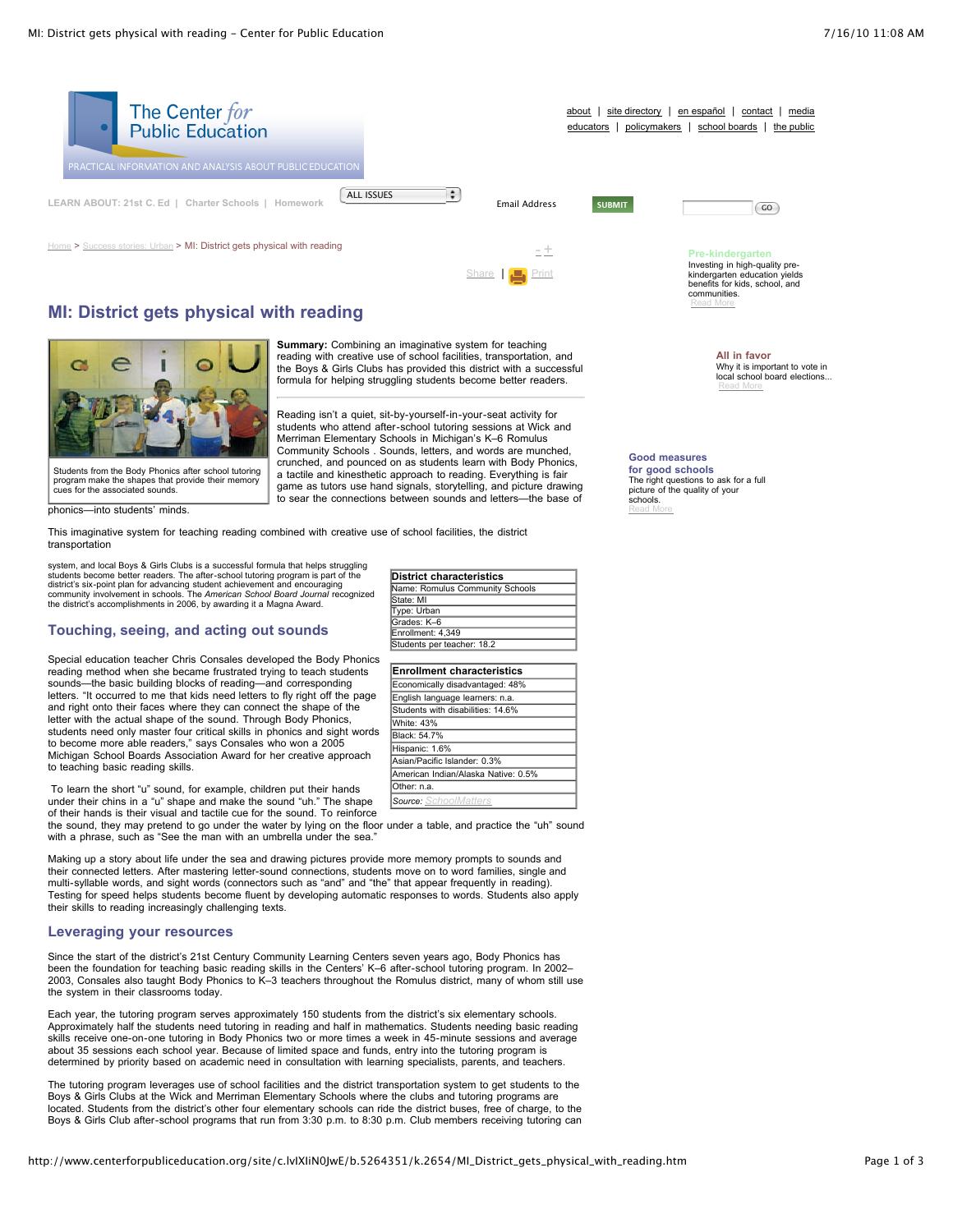# MI: District gets physical with reading

Students from the Body Phonics after school tutoring program make the shapes that provide their memory cues for the associated sounds.

**Summary:** Combining an imaginative system for teaching reading with creative use of school facilities, transportation, and the Boys & Girls Clubs has provided this district with a successful formula for helping struggling students become better readers.

Reading isn't a quiet, sit-by-yourself-in-your-seat activity for students who attend after-school tutoring sessions at Wick and Merriman Elementary Schools in Michigan's K–6 Romulus Community Schools . Sounds, letters, and words are munched, crunched, and pounced on as students learn with Body Phonics, a tactile and kinesthetic approach to reading. Everything is fair game as tutors use hand signals, storytelling, and picture drawing to sear the connections between sounds and letters—the base of phonics—into students' minds.

This imaginative system for teaching reading combined with creative use of school facilities, the district transportation system, and local Boys & Girls Clubs is a successful formula that helps struggling students become better readers. The after-school tutoring program is part of the district's six-point plan for advancing student achievement and encouraging community involvement in schools. The *American School Board Journal* recognized the district's accomplishments in 2006, by awarding it a Magna Award.

| District characteristics |
|---|
| Name: Romulus Community Schools |
| State: MI |
| Type: Urban |
| Grades: K–6 |
| Enrollment: 4,349 |
| Students per teacher: 18.2 |

| Enrollment characteristics |
|---|
| Economically disadvantaged: 48% |
| English language learners: n.a. |
| Students with disabilities: 14.6% |
| White: 43% |
| Black: 54.7% |
| Hispanic: 1.6% |
| Asian/Pacific Islander: 0.3% |
| American Indian/Alaska Native: 0.5% |
| Other: n.a. |
| *Source:* SchoolMatters |

## Touching, seeing, and acting out sounds

Special education teacher Chris Consales developed the Body Phonics reading method when she became frustrated trying to teach students sounds—the basic building blocks of reading—and corresponding letters. "It occurred to me that kids need letters to fly right off the page and right onto their faces where they can connect the shape of the letter with the actual shape of the sound. Through Body Phonics, students need only master four critical skills in phonics and sight words to become more able readers," says Consales who won a 2005 Michigan School Boards Association Award for her creative approach to teaching basic reading skills.

To learn the short "u" sound, for example, children put their hands under their chins in a "u" shape and make the sound "uh." The shape of their hands is their visual and tactile cue for the sound. To reinforce the sound, they may pretend to go under the water by lying on the floor under a table, and practice the "uh" sound with a phrase, such as "See the man with an umbrella under the sea."

Making up a story about life under the sea and drawing pictures provide more memory prompts to sounds and their connected letters. After mastering letter-sound connections, students move on to word families, single and multi-syllable words, and sight words (connectors such as "and" and "the" that appear frequently in reading). Testing for speed helps students become fluent by developing automatic responses to words. Students also apply their skills to reading increasingly challenging texts.

## Leveraging your resources

Since the start of the district's 21st Century Community Learning Centers seven years ago, Body Phonics has been the foundation for teaching basic reading skills in the Centers' K–6 after-school tutoring program. In 2002–2003, Consales also taught Body Phonics to K–3 teachers throughout the Romulus district, many of whom still use the system in their classrooms today.

Each year, the tutoring program serves approximately 150 students from the district's six elementary schools. Approximately half the students need tutoring in reading and half in mathematics. Students needing basic reading skills receive one-on-one tutoring in Body Phonics two or more times a week in 45-minute sessions and average about 35 sessions each school year. Because of limited space and funds, entry into the tutoring program is determined by priority based on academic need in consultation with learning specialists, parents, and teachers.

The tutoring program leverages use of school facilities and the district transportation system to get students to the Boys & Girls Clubs at the Wick and Merriman Elementary Schools where the clubs and tutoring programs are located. Students from the district's other four elementary schools can ride the district buses, free of charge, to the Boys & Girls Club after-school programs that run from 3:30 p.m. to 8:30 p.m. Club members receiving tutoring can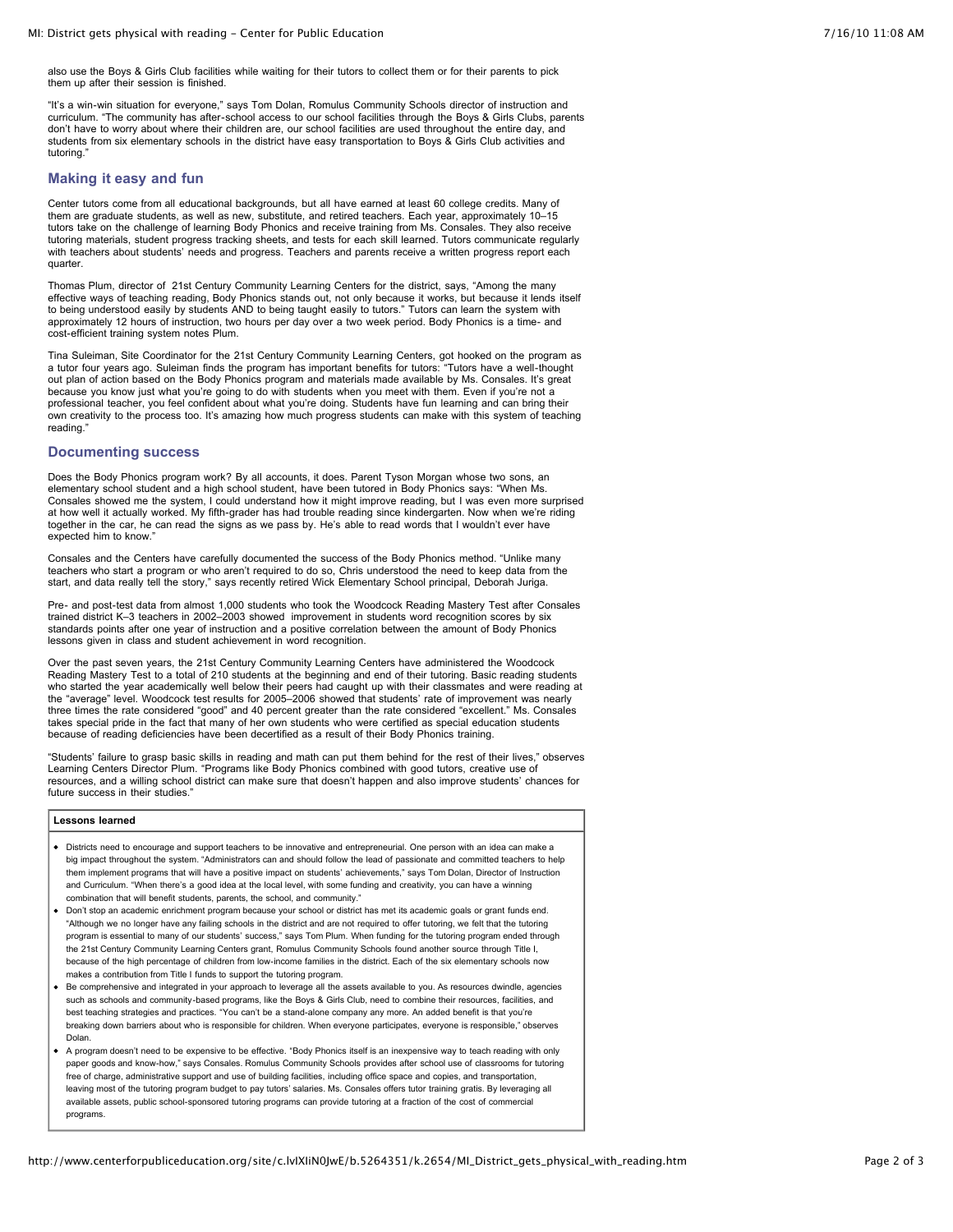also use the Boys & Girls Club facilities while waiting for their tutors to collect them or for their parents to pick them up after their session is finished.

"It's a win-win situation for everyone," says Tom Dolan, Romulus Community Schools director of instruction and curriculum. "The community has after-school access to our school facilities through the Boys & Girls Clubs, parents don't have to worry about where their children are, our school facilities are used throughout the entire day, and students from six elementary schools in the district have easy transportation to Boys & Girls Club activities and tutoring."

## Making it easy and fun

Center tutors come from all educational backgrounds, but all have earned at least 60 college credits. Many of them are graduate students, as well as new, substitute, and retired teachers. Each year, approximately 10–15 tutors take on the challenge of learning Body Phonics and receive training from Ms. Consales. They also receive tutoring materials, student progress tracking sheets, and tests for each skill learned. Tutors communicate regularly with teachers about students' needs and progress. Teachers and parents receive a written progress report each quarter.

Thomas Plum, director of 21st Century Community Learning Centers for the district, says, "Among the many effective ways of teaching reading, Body Phonics stands out, not only because it works, but because it lends itself to being understood easily by students AND to being taught easily to tutors." Tutors can learn the system with approximately 12 hours of instruction, two hours per day over a two week period. Body Phonics is a time- and cost-efficient training system notes Plum.

Tina Suleiman, Site Coordinator for the 21st Century Community Learning Centers, got hooked on the program as a tutor four years ago. Suleiman finds the program has important benefits for tutors: "Tutors have a well-thought out plan of action based on the Body Phonics program and materials made available by Ms. Consales. It's great because you know just what you're going to do with students when you meet with them. Even if you're not a professional teacher, you feel confident about what you're doing. Students have fun learning and can bring their own creativity to the process too. It's amazing how much progress students can make with this system of teaching reading."

## Documenting success

Does the Body Phonics program work? By all accounts, it does. Parent Tyson Morgan whose two sons, an elementary school student and a high school student, have been tutored in Body Phonics says: "When Ms. Consales showed me the system, I could understand how it might improve reading, but I was even more surprised at how well it actually worked. My fifth-grader has had trouble reading since kindergarten. Now when we're riding together in the car, he can read the signs as we pass by. He's able to read words that I wouldn't ever have expected him to know."

Consales and the Centers have carefully documented the success of the Body Phonics method. "Unlike many teachers who start a program or who aren't required to do so, Chris understood the need to keep data from the start, and data really tell the story," says recently retired Wick Elementary School principal, Deborah Juriga.

Pre- and post-test data from almost 1,000 students who took the Woodcock Reading Mastery Test after Consales trained district K–3 teachers in 2002–2003 showed improvement in students word recognition scores by six standards points after one year of instruction and a positive correlation between the amount of Body Phonics lessons given in class and student achievement in word recognition.

Over the past seven years, the 21st Century Community Learning Centers have administered the Woodcock Reading Mastery Test to a total of 210 students at the beginning and end of their tutoring. Basic reading students who started the year academically well below their peers had caught up with their classmates and were reading at the "average" level. Woodcock test results for 2005–2006 showed that students' rate of improvement was nearly three times the rate considered "good" and 40 percent greater than the rate considered "excellent." Ms. Consales takes special pride in the fact that many of her own students who were certified as special education students because of reading deficiencies have been decertified as a result of their Body Phonics training.

"Students' failure to grasp basic skills in reading and math can put them behind for the rest of their lives," observes Learning Centers Director Plum. "Programs like Body Phonics combined with good tutors, creative use of resources, and a willing school district can make sure that doesn't happen and also improve students' chances for future success in their studies."

**Lessons learned**

- Districts need to encourage and support teachers to be innovative and entrepreneurial. One person with an idea can make a big impact throughout the system. "Administrators can and should follow the lead of passionate and committed teachers to help them implement programs that will have a positive impact on students' achievements," says Tom Dolan, Director of Instruction and Curriculum. "When there's a good idea at the local level, with some funding and creativity, you can have a winning combination that will benefit students, parents, the school, and community."
- Don't stop an academic enrichment program because your school or district has met its academic goals or grant funds end. "Although we no longer have any failing schools in the district and are not required to offer tutoring, we felt that the tutoring program is essential to many of our students' success," says Tom Plum. When funding for the tutoring program ended through the 21st Century Community Learning Centers grant, Romulus Community Schools found another source through Title I, because of the high percentage of children from low-income families in the district. Each of the six elementary schools now makes a contribution from Title I funds to support the tutoring program.
- Be comprehensive and integrated in your approach to leverage all the assets available to you. As resources dwindle, agencies such as schools and community-based programs, like the Boys & Girls Club, need to combine their resources, facilities, and best teaching strategies and practices. "You can't be a stand-alone company any more. An added benefit is that you're breaking down barriers about who is responsible for children. When everyone participates, everyone is responsible," observes Dolan.
- A program doesn't need to be expensive to be effective. "Body Phonics itself is an inexpensive way to teach reading with only paper goods and know-how," says Consales. Romulus Community Schools provides after school use of classrooms for tutoring free of charge, administrative support and use of building facilities, including office space and copies, and transportation, leaving most of the tutoring program budget to pay tutors' salaries. Ms. Consales offers tutor training gratis. By leveraging all available assets, public school-sponsored tutoring programs can provide tutoring at a fraction of the cost of commercial programs.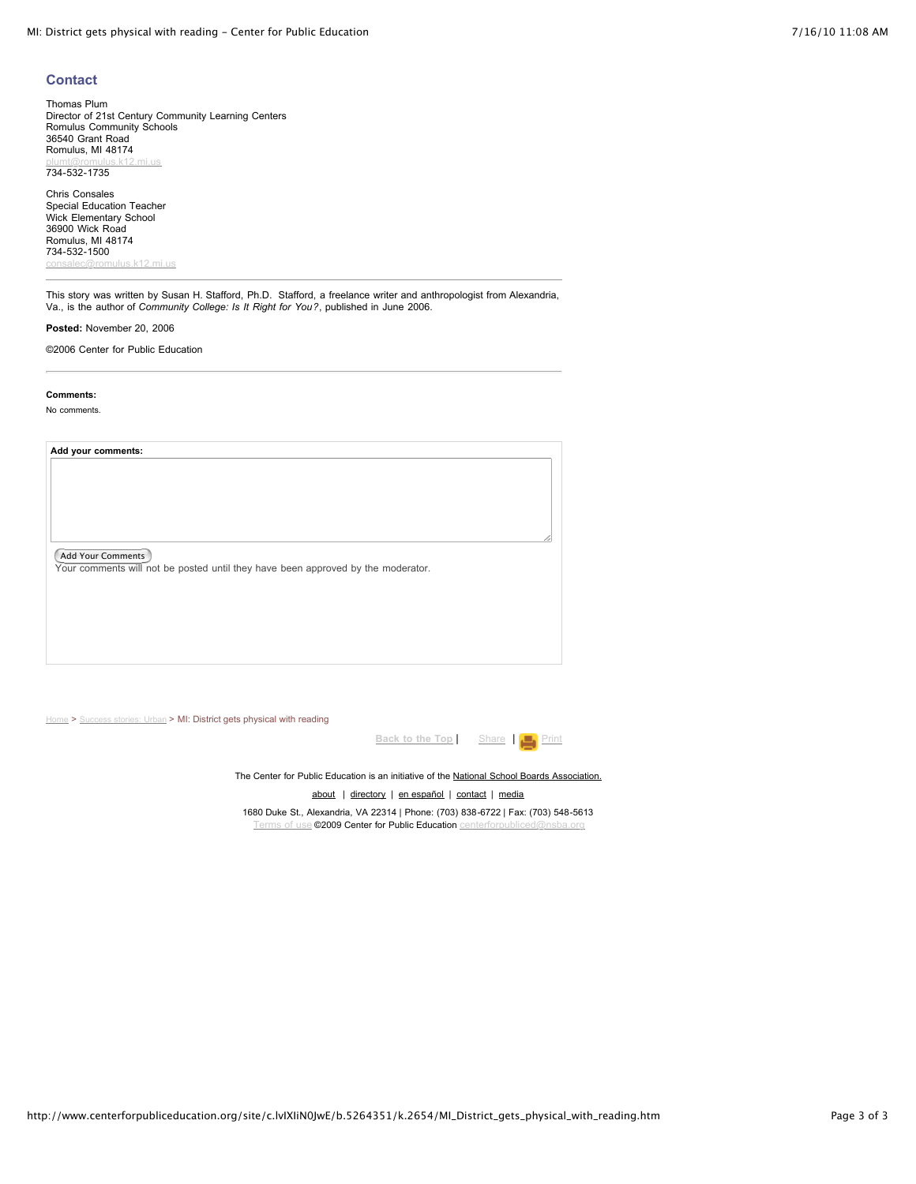## Contact

Thomas Plum
Director of 21st Century Community Learning Centers
Romulus Community Schools
36540 Grant Road
Romulus, MI 48174
plumt@romulus.k12.mi.us
734-532-1735

Chris Consales
Special Education Teacher
Wick Elementary School
36900 Wick Road
Romulus, MI 48174
734-532-1500
consalec@romulus.k12.mi.us

---

This story was written by Susan H. Stafford, Ph.D. Stafford, a freelance writer and anthropologist from Alexandria, Va., is the author of *Community College: Is It Right for You?*, published in June 2006.

**Posted:** November 20, 2006

©2006 Center for Public Education

---

**Comments:**

No comments.

**Add your comments:**

Add Your Comments

Your comments will not be posted until they have been approved by the moderator.

Home > Success stories: Urban > MI: District gets physical with reading

Back to the Top | Share | Print

The Center for Public Education is an initiative of the National School Boards Association.

about | directory | en español | contact | media

1680 Duke St., Alexandria, VA 22314 | Phone: (703) 838-6722 | Fax: (703) 548-5613
Terms of use ©2009 Center for Public Education centerforpubliced@nsba.org